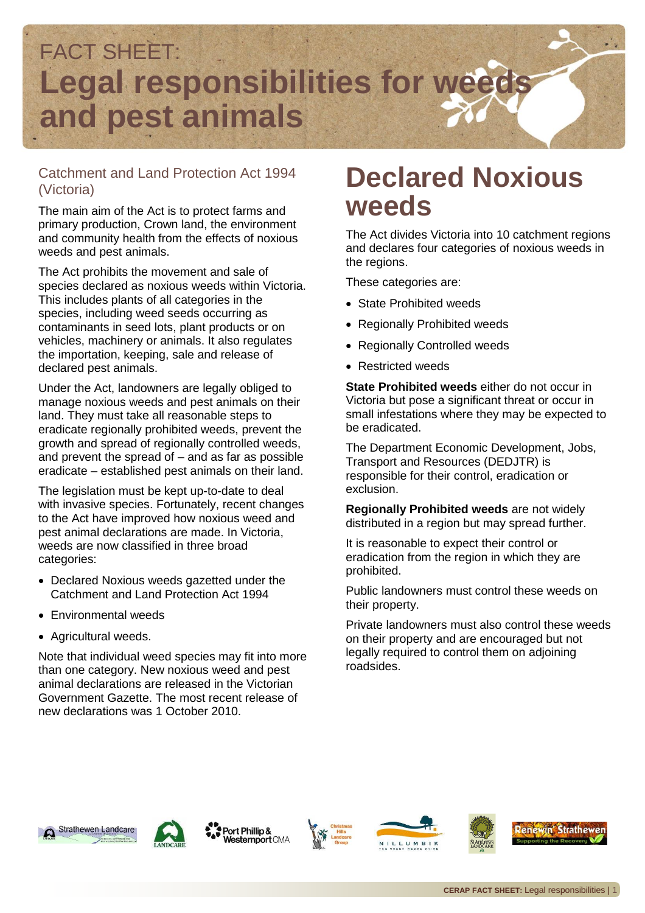FACT SHEET:

# Legal responsibilities for weeds and pest animals

## Catchment and Land Protection Act 1994 (Victoria)

The main aim of the Act is to protect farms and primary production, Crown land, the environment and community health from the effects of noxious weeds and pest animals.

The Act prohibits the movement and sale of species declared as noxious weeds within Victoria. This includes plants of all categories in the species, including weed seeds occurring as contaminants in seed lots, plant products or on vehicles, machinery or animals. It also regulates the importation, keeping, sale and release of declared pest animals.

Under the Act, landowners are legally obliged to manage noxious weeds and pest animals on their land. They must take all reasonable steps to eradicate regionally prohibited weeds, prevent the growth and spread of regionally controlled weeds, and prevent the spread of – and as far as possible eradicate – established pest animals on their land.

The legislation must be kept up-to-date to deal with invasive species. Fortunately, recent changes to the Act have improved how noxious weed and pest animal declarations are made. In Victoria, weeds are now classified in three broad categories:

- Declared Noxious weeds gazetted under the Catchment and Land Protection Act 1994
- Environmental weeds
- Agricultural weeds.

Note that individual weed species may fit into more than one category. New noxious weed and pest animal declarations are released in the Victorian Government Gazette. The most recent release of new declarations was 1 October 2010.

# Declared Noxious weeds

The Act divides Victoria into 10 catchment regions and declares four categories of noxious weeds in the regions.

These categories are:

- State Prohibited weeds
- Regionally Prohibited weeds
- Regionally Controlled weeds
- Restricted weeds

**State Prohibited weeds** either do not occur in Victoria but pose a significant threat or occur in small infestations where they may be expected to be eradicated.

The Department Economic Development, Jobs, Transport and Resources (DEDJTR) is responsible for their control, eradication or exclusion.

**Regionally Prohibited weeds** are not widely distributed in a region but may spread further.

It is reasonable to expect their control or eradication from the region in which they are prohibited.

Public landowners must control these weeds on their property.

Private landowners must also control these weeds on their property and are encouraged but not legally required to control them on adjoining roadsides.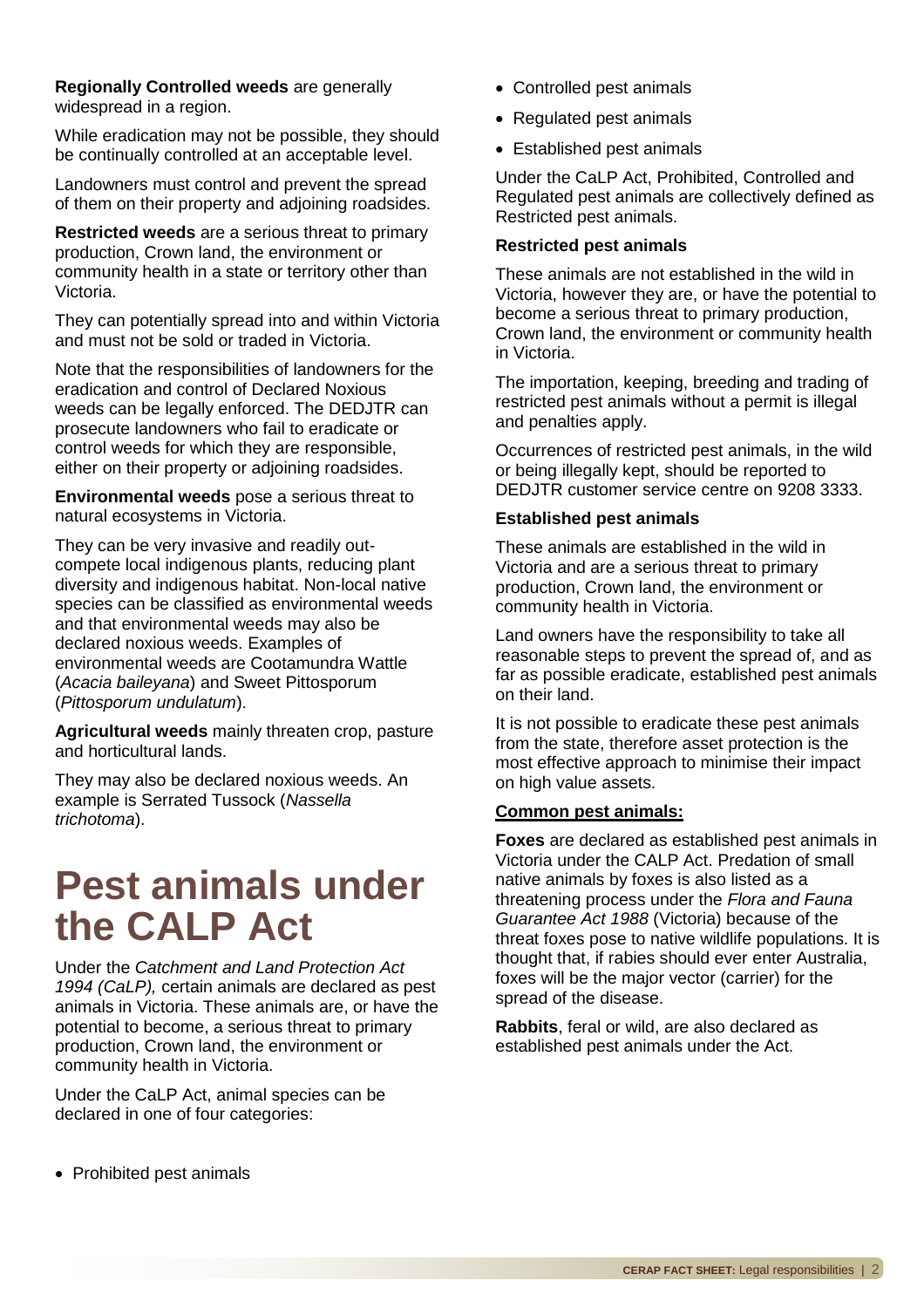**Regionally Controlled weeds** are generally widespread in a region.

While eradication may not be possible, they should be continually controlled at an acceptable level.

Landowners must control and prevent the spread of them on their property and adjoining roadsides.

**Restricted weeds** are a serious threat to primary production, Crown land, the environment or community health in a state or territory other than Victoria.

They can potentially spread into and within Victoria and must not be sold or traded in Victoria.

Note that the responsibilities of landowners for the eradication and control of Declared Noxious weeds can be legally enforced. The DEDJTR can prosecute landowners who fail to eradicate or control weeds for which they are responsible, either on their property or adjoining roadsides.

**Environmental weeds** pose a serious threat to natural ecosystems in Victoria.

They can be very invasive and readily out-compete local indigenous plants, reducing plant diversity and indigenous habitat. Non-local native species can be classified as environmental weeds and that environmental weeds may also be declared noxious weeds. Examples of environmental weeds are Cootamundra Wattle (*Acacia baileyana*) and Sweet Pittosporum (*Pittosporum undulatum*).

**Agricultural weeds** mainly threaten crop, pasture and horticultural lands.

They may also be declared noxious weeds. An example is Serrated Tussock (*Nassella trichotoma*).

# Pest animals under the CALP Act

Under the *Catchment and Land Protection Act 1994 (CaLP),* certain animals are declared as pest animals in Victoria. These animals are, or have the potential to become, a serious threat to primary production, Crown land, the environment or community health in Victoria.

Under the CaLP Act, animal species can be declared in one of four categories:

- Prohibited pest animals
- Controlled pest animals
- Regulated pest animals
- Established pest animals

Under the CaLP Act, Prohibited, Controlled and Regulated pest animals are collectively defined as Restricted pest animals.

**Restricted pest animals**

These animals are not established in the wild in Victoria, however they are, or have the potential to become a serious threat to primary production, Crown land, the environment or community health in Victoria.

The importation, keeping, breeding and trading of restricted pest animals without a permit is illegal and penalties apply.

Occurrences of restricted pest animals, in the wild or being illegally kept, should be reported to DEDJTR customer service centre on 9208 3333.

**Established pest animals**

These animals are established in the wild in Victoria and are a serious threat to primary production, Crown land, the environment or community health in Victoria.

Land owners have the responsibility to take all reasonable steps to prevent the spread of, and as far as possible eradicate, established pest animals on their land.

It is not possible to eradicate these pest animals from the state, therefore asset protection is the most effective approach to minimise their impact on high value assets.

**Common pest animals:**

**Foxes** are declared as established pest animals in Victoria under the CALP Act. Predation of small native animals by foxes is also listed as a threatening process under the *Flora and Fauna Guarantee Act 1988* (Victoria) because of the threat foxes pose to native wildlife populations. It is thought that, if rabies should ever enter Australia, foxes will be the major vector (carrier) for the spread of the disease.

**Rabbits**, feral or wild, are also declared as established pest animals under the Act.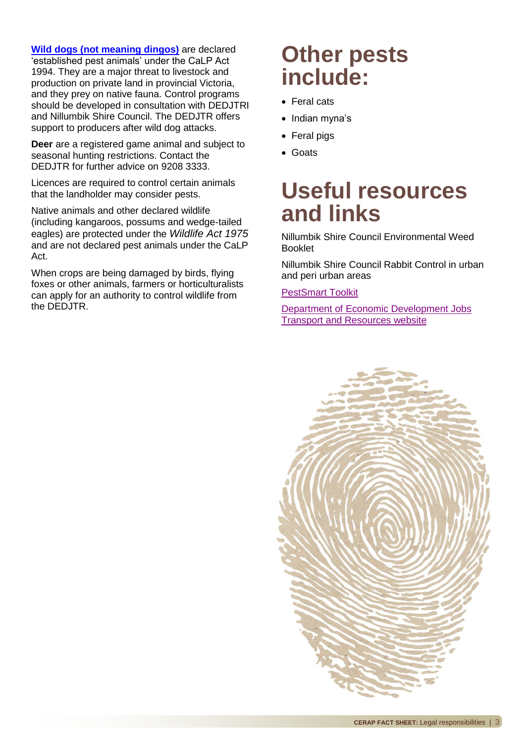**Wild dogs (not meaning dingos)** are declared 'established pest animals' under the CaLP Act 1994. They are a major threat to livestock and production on private land in provincial Victoria, and they prey on native fauna. Control programs should be developed in consultation with DEDJTRI and Nillumbik Shire Council. The DEDJTR offers support to producers after wild dog attacks.

**Deer** are a registered game animal and subject to seasonal hunting restrictions. Contact the DEDJTR for further advice on 9208 3333.

Licences are required to control certain animals that the landholder may consider pests.

Native animals and other declared wildlife (including kangaroos, possums and wedge-tailed eagles) are protected under the *Wildlife Act 1975* and are not declared pest animals under the CaLP Act.

When crops are being damaged by birds, flying foxes or other animals, farmers or horticulturalists can apply for an authority to control wildlife from the DEDJTR.

# Other pests include:

- Feral cats
- Indian myna's
- Feral pigs
- Goats

# Useful resources and links

Nillumbik Shire Council Environmental Weed Booklet

Nillumbik Shire Council Rabbit Control in urban and peri urban areas

PestSmart Toolkit

Department of Economic Development Jobs Transport and Resources website